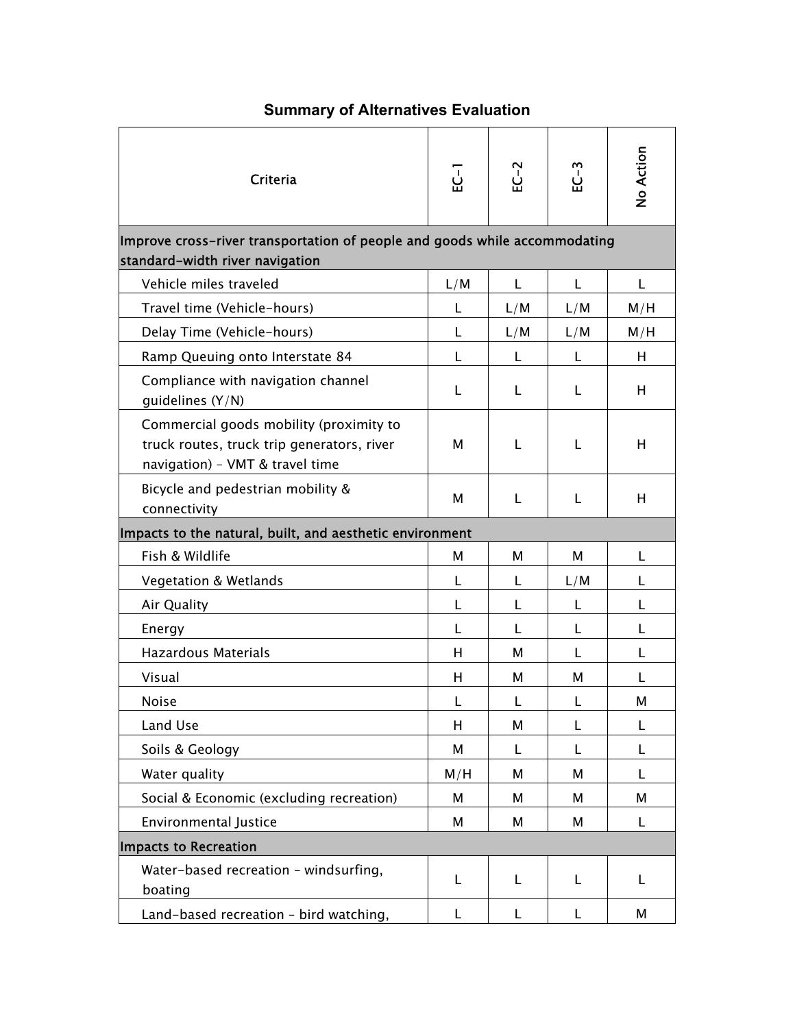# Summary of Alternatives Evaluation

| Criteria | EC-1 | EC-2 | EC-3 | No Action |
|---|---|---|---|---|
| **Improve cross-river transportation of people and goods while accommodating standard-width river navigation** | | | | |
| Vehicle miles traveled | L/M | L | L | L |
| Travel time (Vehicle-hours) | L | L/M | L/M | M/H |
| Delay Time (Vehicle-hours) | L | L/M | L/M | M/H |
| Ramp Queuing onto Interstate 84 | L | L | L | H |
| Compliance with navigation channel guidelines (Y/N) | L | L | L | H |
| Commercial goods mobility (proximity to truck routes, truck trip generators, river navigation) – VMT & travel time | M | L | L | H |
| Bicycle and pedestrian mobility & connectivity | M | L | L | H |
| **Impacts to the natural, built, and aesthetic environment** | | | | |
| Fish & Wildlife | M | M | M | L |
| Vegetation & Wetlands | L | L | L/M | L |
| Air Quality | L | L | L | L |
| Energy | L | L | L | L |
| Hazardous Materials | H | M | L | L |
| Visual | H | M | M | L |
| Noise | L | L | L | M |
| Land Use | H | M | L | L |
| Soils & Geology | M | L | L | L |
| Water quality | M/H | M | M | L |
| Social & Economic (excluding recreation) | M | M | M | M |
| Environmental Justice | M | M | M | L |
| **Impacts to Recreation** | | | | |
| Water-based recreation – windsurfing, boating | L | L | L | L |
| Land-based recreation – bird watching, | L | L | L | M |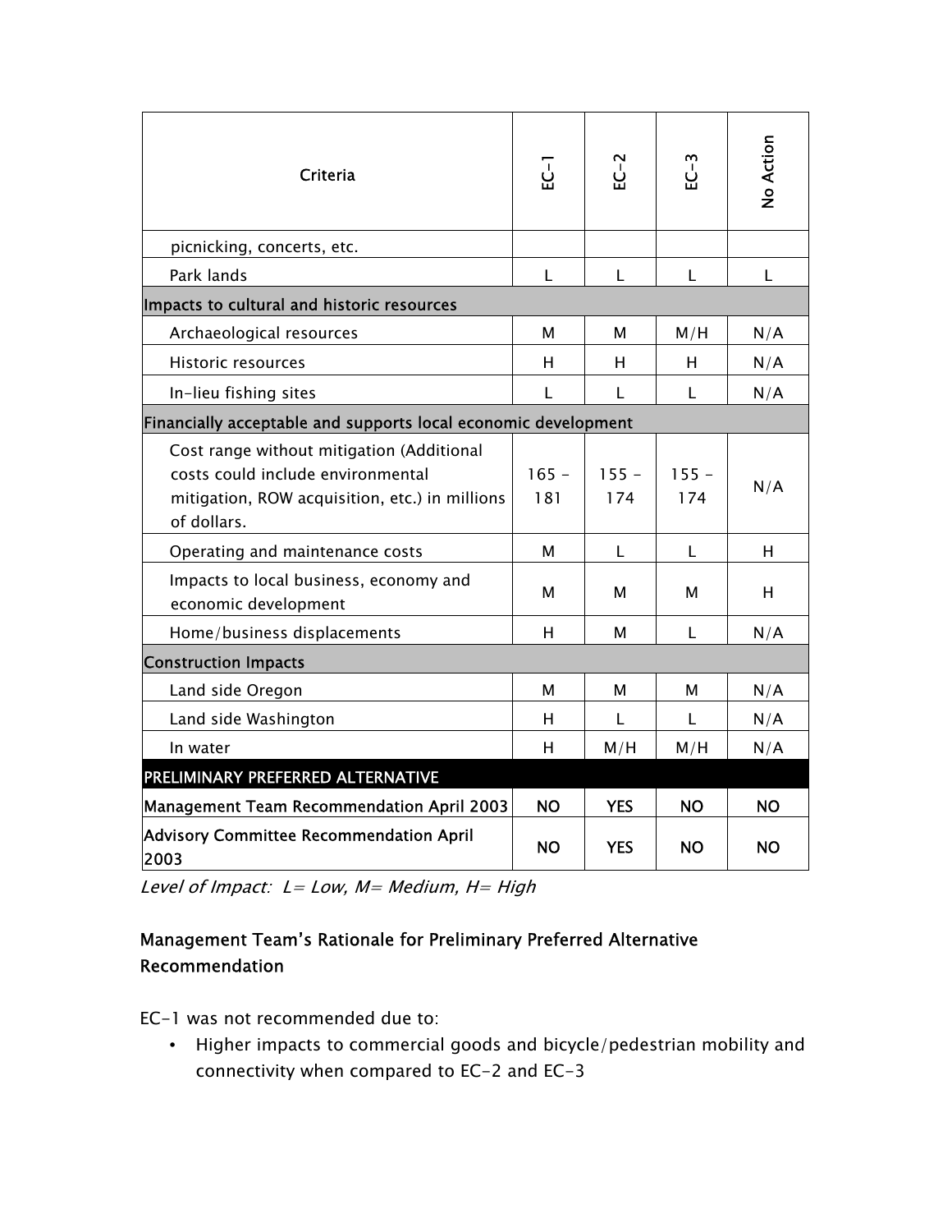| Criteria | EC-1 | EC-2 | EC-3 | No Action |
|---|---|---|---|---|
| picnicking, concerts, etc. | | | | |
| Park lands | L | L | L | L |
| **Impacts to cultural and historic resources** | | | | |
| Archaeological resources | M | M | M/H | N/A |
| Historic resources | H | H | H | N/A |
| In-lieu fishing sites | L | L | L | N/A |
| **Financially acceptable and supports local economic development** | | | | |
| Cost range without mitigation (Additional costs could include environmental mitigation, ROW acquisition, etc.) in millions of dollars. | 165 - 181 | 155 - 174 | 155 - 174 | N/A |
| Operating and maintenance costs | M | L | L | H |
| Impacts to local business, economy and economic development | M | M | M | H |
| Home/business displacements | H | M | L | N/A |
| **Construction Impacts** | | | | |
| Land side Oregon | M | M | M | N/A |
| Land side Washington | H | L | L | N/A |
| In water | H | M/H | M/H | N/A |
| **PRELIMINARY PREFERRED ALTERNATIVE** | | | | |
| **Management Team Recommendation April 2003** | **NO** | **YES** | **NO** | **NO** |
| **Advisory Committee Recommendation April 2003** | **NO** | **YES** | **NO** | **NO** |

*Level of Impact: L= Low, M= Medium, H= High*

### Management Team's Rationale for Preliminary Preferred Alternative Recommendation

EC-1 was not recommended due to:

- Higher impacts to commercial goods and bicycle/pedestrian mobility and connectivity when compared to EC-2 and EC-3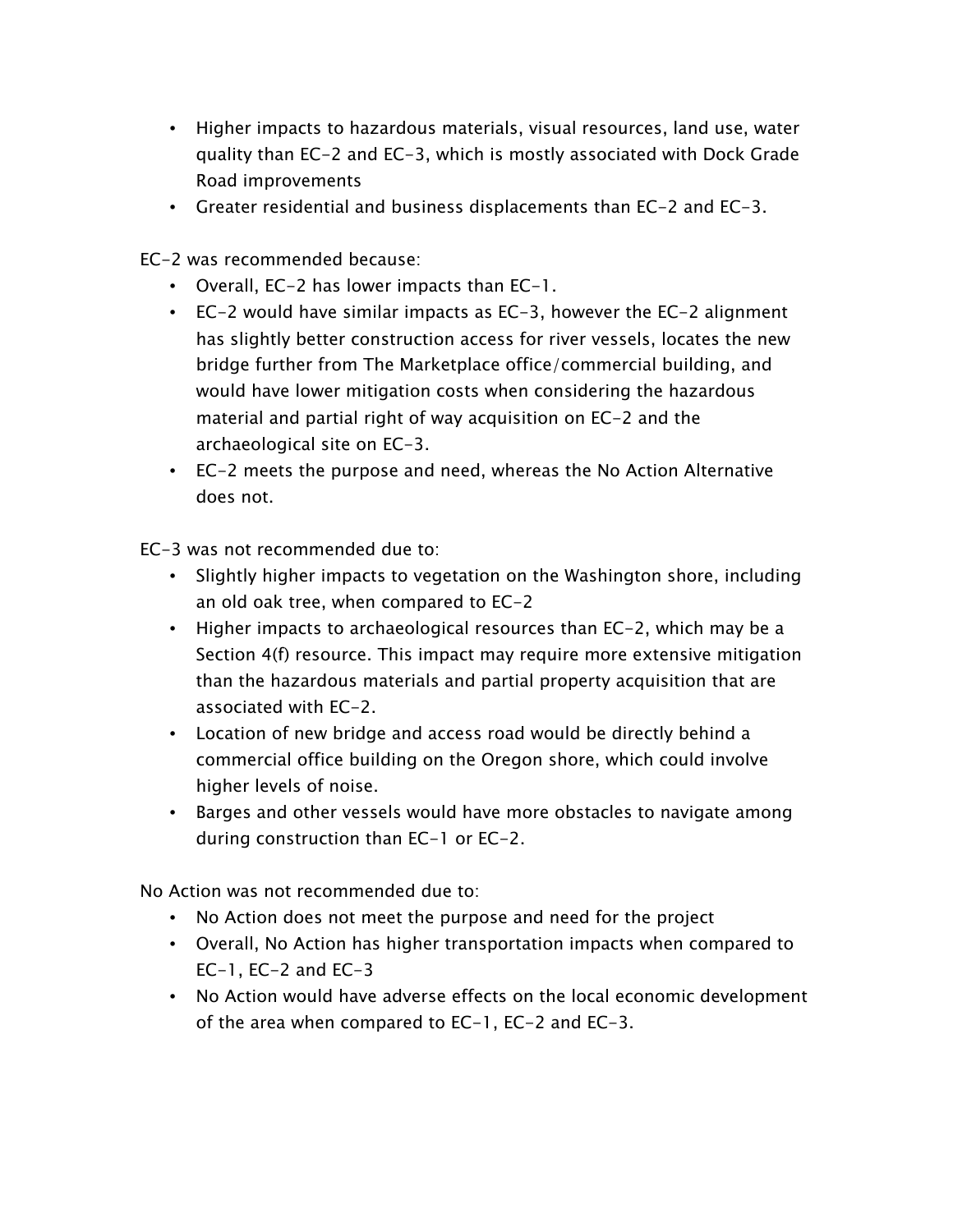- Higher impacts to hazardous materials, visual resources, land use, water quality than EC-2 and EC-3, which is mostly associated with Dock Grade Road improvements
- Greater residential and business displacements than EC-2 and EC-3.

EC-2 was recommended because:

- Overall, EC-2 has lower impacts than EC-1.
- EC-2 would have similar impacts as EC-3, however the EC-2 alignment has slightly better construction access for river vessels, locates the new bridge further from The Marketplace office/commercial building, and would have lower mitigation costs when considering the hazardous material and partial right of way acquisition on EC-2 and the archaeological site on EC-3.
- EC-2 meets the purpose and need, whereas the No Action Alternative does not.

EC-3 was not recommended due to:

- Slightly higher impacts to vegetation on the Washington shore, including an old oak tree, when compared to EC-2
- Higher impacts to archaeological resources than EC-2, which may be a Section 4(f) resource. This impact may require more extensive mitigation than the hazardous materials and partial property acquisition that are associated with EC-2.
- Location of new bridge and access road would be directly behind a commercial office building on the Oregon shore, which could involve higher levels of noise.
- Barges and other vessels would have more obstacles to navigate among during construction than EC-1 or EC-2.

No Action was not recommended due to:

- No Action does not meet the purpose and need for the project
- Overall, No Action has higher transportation impacts when compared to EC-1, EC-2 and EC-3
- No Action would have adverse effects on the local economic development of the area when compared to EC-1, EC-2 and EC-3.